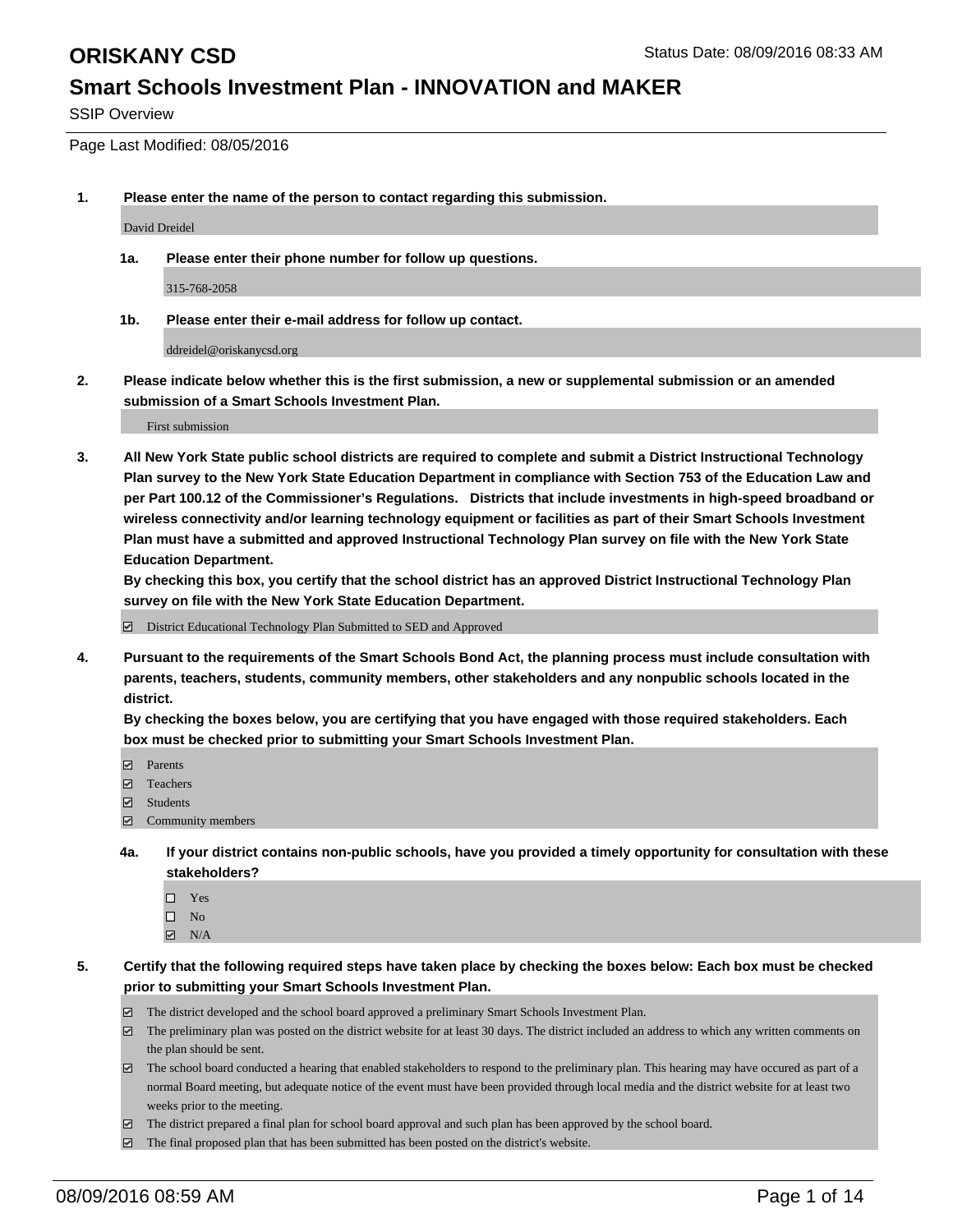# ORISKANY CSD

Status Date: 08/09/2016 08:33 AM

## Smart Schools Investment Plan - INNOVATION and MAKER

SSIP Overview

Page Last Modified: 08/05/2016

**1. Please enter the name of the person to contact regarding this submission.**

David Dreidel

**1a. Please enter their phone number for follow up questions.**

315-768-2058

**1b. Please enter their e-mail address for follow up contact.**

ddreidel@oriskanycsd.org

**2. Please indicate below whether this is the first submission, a new or supplemental submission or an amended submission of a Smart Schools Investment Plan.**

First submission

**3. All New York State public school districts are required to complete and submit a District Instructional Technology Plan survey to the New York State Education Department in compliance with Section 753 of the Education Law and per Part 100.12 of the Commissioner's Regulations. Districts that include investments in high-speed broadband or wireless connectivity and/or learning technology equipment or facilities as part of their Smart Schools Investment Plan must have a submitted and approved Instructional Technology Plan survey on file with the New York State Education Department.**
**By checking this box, you certify that the school district has an approved District Instructional Technology Plan survey on file with the New York State Education Department.**

☑ District Educational Technology Plan Submitted to SED and Approved

**4. Pursuant to the requirements of the Smart Schools Bond Act, the planning process must include consultation with parents, teachers, students, community members, other stakeholders and any nonpublic schools located in the district.**
**By checking the boxes below, you are certifying that you have engaged with those required stakeholders. Each box must be checked prior to submitting your Smart Schools Investment Plan.**

☑ Parents
☑ Teachers
☑ Students
☑ Community members

**4a. If your district contains non-public schools, have you provided a timely opportunity for consultation with these stakeholders?**

☐ Yes
☐ No
☑ N/A

**5. Certify that the following required steps have taken place by checking the boxes below: Each box must be checked prior to submitting your Smart Schools Investment Plan.**

☑ The district developed and the school board approved a preliminary Smart Schools Investment Plan.
☑ The preliminary plan was posted on the district website for at least 30 days. The district included an address to which any written comments on the plan should be sent.
☑ The school board conducted a hearing that enabled stakeholders to respond to the preliminary plan. This hearing may have occured as part of a normal Board meeting, but adequate notice of the event must have been provided through local media and the district website for at least two weeks prior to the meeting.
☑ The district prepared a final plan for school board approval and such plan has been approved by the school board.
☑ The final proposed plan that has been submitted has been posted on the district's website.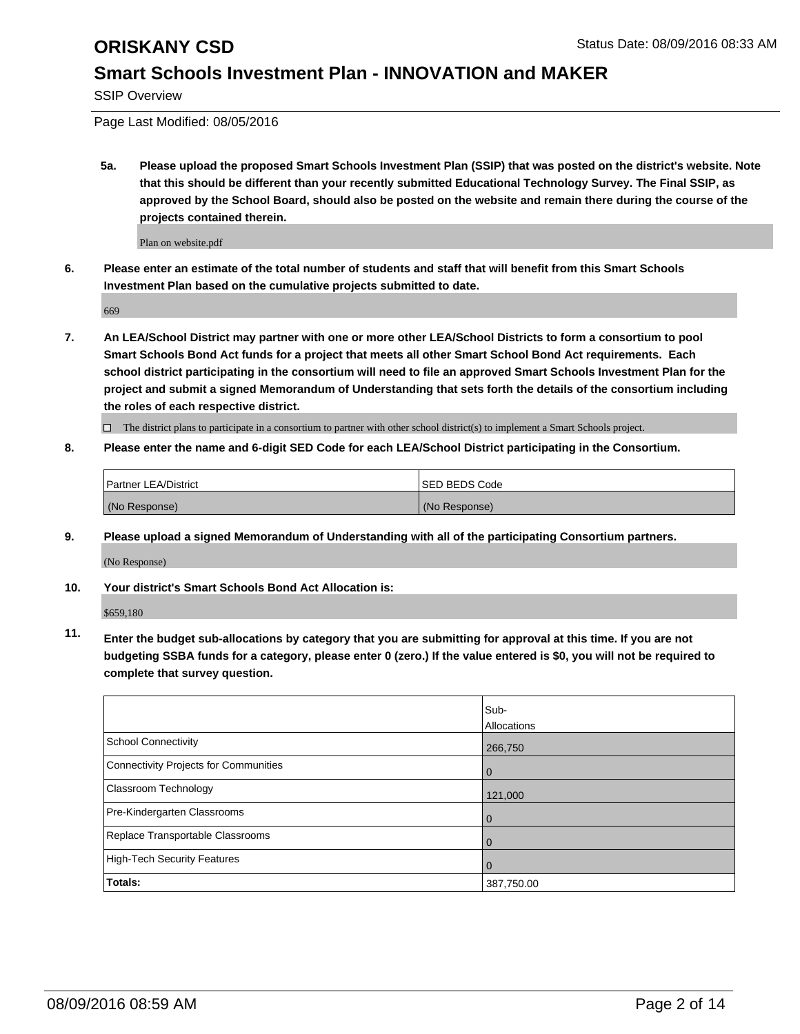**5a. Please upload the proposed Smart Schools Investment Plan (SSIP) that was posted on the district's website. Note that this should be different than your recently submitted Educational Technology Survey. The Final SSIP, as approved by the School Board, should also be posted on the website and remain there during the course of the projects contained therein.**

Plan on website.pdf

**6. Please enter an estimate of the total number of students and staff that will benefit from this Smart Schools Investment Plan based on the cumulative projects submitted to date.**

669

**7. An LEA/School District may partner with one or more other LEA/School Districts to form a consortium to pool Smart Schools Bond Act funds for a project that meets all other Smart School Bond Act requirements. Each school district participating in the consortium will need to file an approved Smart Schools Investment Plan for the project and submit a signed Memorandum of Understanding that sets forth the details of the consortium including the roles of each respective district.**

☐ The district plans to participate in a consortium to partner with other school district(s) to implement a Smart Schools project.

**8. Please enter the name and 6-digit SED Code for each LEA/School District participating in the Consortium.**

| Partner LEA/District | SED BEDS Code |
| --- | --- |
| (No Response) | (No Response) |

**9. Please upload a signed Memorandum of Understanding with all of the participating Consortium partners.**

(No Response)

**10. Your district's Smart Schools Bond Act Allocation is:**

$659,180

**11. Enter the budget sub-allocations by category that you are submitting for approval at this time. If you are not budgeting SSBA funds for a category, please enter 0 (zero.) If the value entered is $0, you will not be required to complete that survey question.**

| | Sub-Allocations |
| --- | --- |
| School Connectivity | 266,750 |
| Connectivity Projects for Communities | 0 |
| Classroom Technology | 121,000 |
| Pre-Kindergarten Classrooms | 0 |
| Replace Transportable Classrooms | 0 |
| High-Tech Security Features | 0 |
| **Totals:** | 387,750.00 |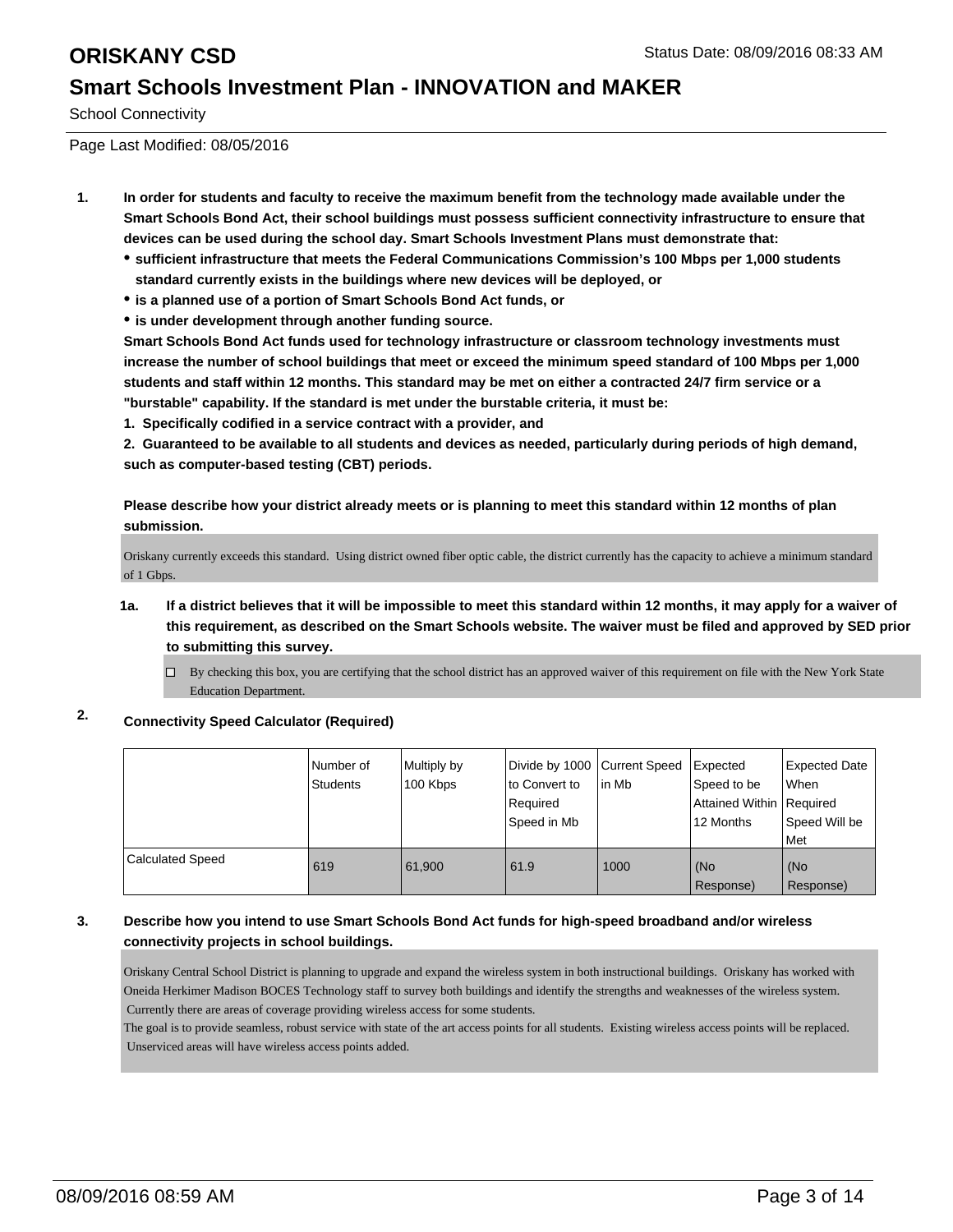# ORISKANY CSD

## Smart Schools Investment Plan - INNOVATION and MAKER

School Connectivity

Page Last Modified: 08/05/2016

**1. In order for students and faculty to receive the maximum benefit from the technology made available under the Smart Schools Bond Act, their school buildings must possess sufficient connectivity infrastructure to ensure that devices can be used during the school day. Smart Schools Investment Plans must demonstrate that:**

- **sufficient infrastructure that meets the Federal Communications Commission's 100 Mbps per 1,000 students standard currently exists in the buildings where new devices will be deployed, or**
- **is a planned use of a portion of Smart Schools Bond Act funds, or**
- **is under development through another funding source.**

**Smart Schools Bond Act funds used for technology infrastructure or classroom technology investments must increase the number of school buildings that meet or exceed the minimum speed standard of 100 Mbps per 1,000 students and staff within 12 months. This standard may be met on either a contracted 24/7 firm service or a "burstable" capability. If the standard is met under the burstable criteria, it must be:**

**1. Specifically codified in a service contract with a provider, and**

**2. Guaranteed to be available to all students and devices as needed, particularly during periods of high demand, such as computer-based testing (CBT) periods.**

**Please describe how your district already meets or is planning to meet this standard within 12 months of plan submission.**

Oriskany currently exceeds this standard. Using district owned fiber optic cable, the district currently has the capacity to achieve a minimum standard of 1 Gbps.

**1a. If a district believes that it will be impossible to meet this standard within 12 months, it may apply for a waiver of this requirement, as described on the Smart Schools website. The waiver must be filed and approved by SED prior to submitting this survey.**

☐ By checking this box, you are certifying that the school district has an approved waiver of this requirement on file with the New York State Education Department.

**2. Connectivity Speed Calculator (Required)**

| | Number of Students | Multiply by 100 Kbps | Divide by 1000 to Convert to Required Speed in Mb | Current Speed in Mb | Expected Speed to be Attained Within 12 Months | Expected Date When Required Speed Will be Met |
|---|---|---|---|---|---|---|
| Calculated Speed | 619 | 61,900 | 61.9 | 1000 | (No Response) | (No Response) |

**3. Describe how you intend to use Smart Schools Bond Act funds for high-speed broadband and/or wireless connectivity projects in school buildings.**

Oriskany Central School District is planning to upgrade and expand the wireless system in both instructional buildings. Oriskany has worked with Oneida Herkimer Madison BOCES Technology staff to survey both buildings and identify the strengths and weaknesses of the wireless system. Currently there are areas of coverage providing wireless access for some students.

The goal is to provide seamless, robust service with state of the art access points for all students. Existing wireless access points will be replaced. Unserviced areas will have wireless access points added.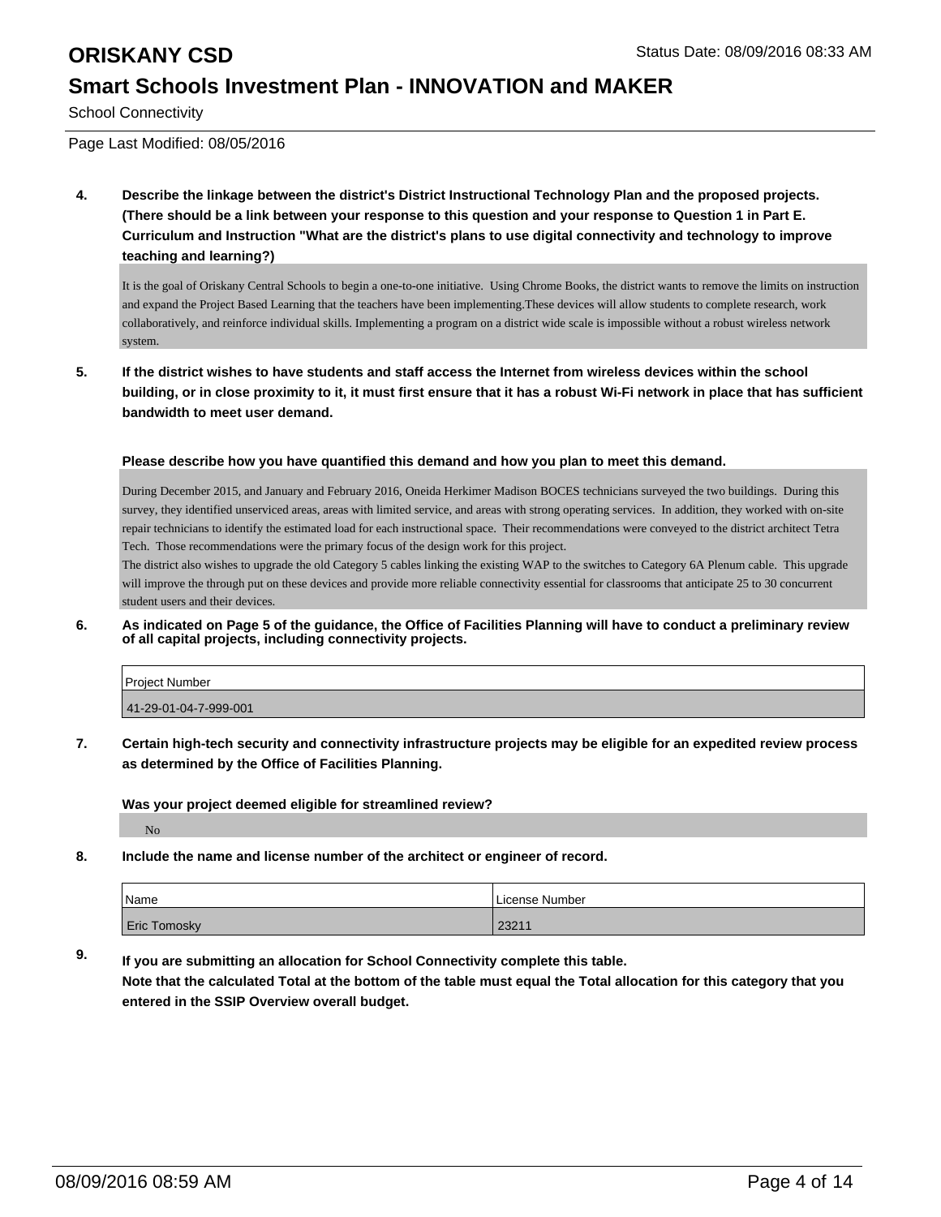# ORISKANY CSD

Status Date: 08/09/2016 08:33 AM

## Smart Schools Investment Plan - INNOVATION and MAKER

School Connectivity

Page Last Modified: 08/05/2016

**4. Describe the linkage between the district's District Instructional Technology Plan and the proposed projects. (There should be a link between your response to this question and your response to Question 1 in Part E. Curriculum and Instruction "What are the district's plans to use digital connectivity and technology to improve teaching and learning?)**

It is the goal of Oriskany Central Schools to begin a one-to-one initiative. Using Chrome Books, the district wants to remove the limits on instruction and expand the Project Based Learning that the teachers have been implementing.These devices will allow students to complete research, work collaboratively, and reinforce individual skills. Implementing a program on a district wide scale is impossible without a robust wireless network system.

**5. If the district wishes to have students and staff access the Internet from wireless devices within the school building, or in close proximity to it, it must first ensure that it has a robust Wi-Fi network in place that has sufficient bandwidth to meet user demand.**

**Please describe how you have quantified this demand and how you plan to meet this demand.**

During December 2015, and January and February 2016, Oneida Herkimer Madison BOCES technicians surveyed the two buildings. During this survey, they identified unserviced areas, areas with limited service, and areas with strong operating services. In addition, they worked with on-site repair technicians to identify the estimated load for each instructional space. Their recommendations were conveyed to the district architect Tetra Tech. Those recommendations were the primary focus of the design work for this project.

The district also wishes to upgrade the old Category 5 cables linking the existing WAP to the switches to Category 6A Plenum cable. This upgrade will improve the through put on these devices and provide more reliable connectivity essential for classrooms that anticipate 25 to 30 concurrent student users and their devices.

**6. As indicated on Page 5 of the guidance, the Office of Facilities Planning will have to conduct a preliminary review of all capital projects, including connectivity projects.**

| Project Number |
|---|
| 41-29-01-04-7-999-001 |

**7. Certain high-tech security and connectivity infrastructure projects may be eligible for an expedited review process as determined by the Office of Facilities Planning.**

**Was your project deemed eligible for streamlined review?**

No

**8. Include the name and license number of the architect or engineer of record.**

| Name | License Number |
|---|---|
| Eric Tomosky | 23211 |

**9. If you are submitting an allocation for School Connectivity complete this table. Note that the calculated Total at the bottom of the table must equal the Total allocation for this category that you entered in the SSIP Overview overall budget.**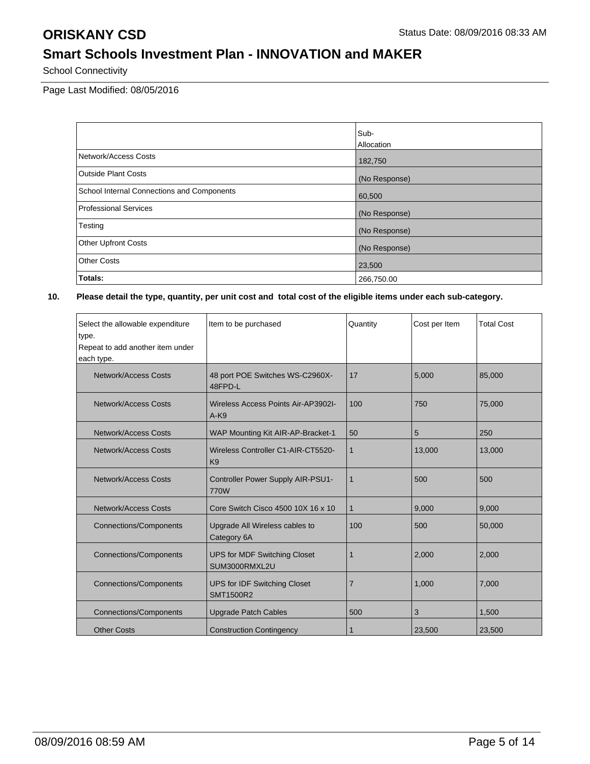# ORISKANY CSD

Status Date: 08/09/2016 08:33 AM

## Smart Schools Investment Plan - INNOVATION and MAKER

School Connectivity

Page Last Modified: 08/05/2016

| | Sub-Allocation |
|---|---|
| Network/Access Costs | 182,750 |
| Outside Plant Costs | (No Response) |
| School Internal Connections and Components | 60,500 |
| Professional Services | (No Response) |
| Testing | (No Response) |
| Other Upfront Costs | (No Response) |
| Other Costs | 23,500 |
| **Totals:** | 266,750.00 |

**10. Please detail the type, quantity, per unit cost and total cost of the eligible items under each sub-category.**

| Select the allowable expenditure type. Repeat to add another item under each type. | Item to be purchased | Quantity | Cost per Item | Total Cost |
|---|---|---|---|---|
| Network/Access Costs | 48 port POE Switches WS-C2960X-48FPD-L | 17 | 5,000 | 85,000 |
| Network/Access Costs | Wireless Access Points Air-AP3902I-A-K9 | 100 | 750 | 75,000 |
| Network/Access Costs | WAP Mounting Kit AIR-AP-Bracket-1 | 50 | 5 | 250 |
| Network/Access Costs | Wireless Controller C1-AIR-CT5520-K9 | 1 | 13,000 | 13,000 |
| Network/Access Costs | Controller Power Supply AIR-PSU1-770W | 1 | 500 | 500 |
| Network/Access Costs | Core Switch Cisco 4500 10X 16 x 10 | 1 | 9,000 | 9,000 |
| Connections/Components | Upgrade All Wireless cables to Category 6A | 100 | 500 | 50,000 |
| Connections/Components | UPS for MDF Switching Closet SUM3000RMXL2U | 1 | 2,000 | 2,000 |
| Connections/Components | UPS for IDF Switching Closet SMT1500R2 | 7 | 1,000 | 7,000 |
| Connections/Components | Upgrade Patch Cables | 500 | 3 | 1,500 |
| Other Costs | Construction Contingency | 1 | 23,500 | 23,500 |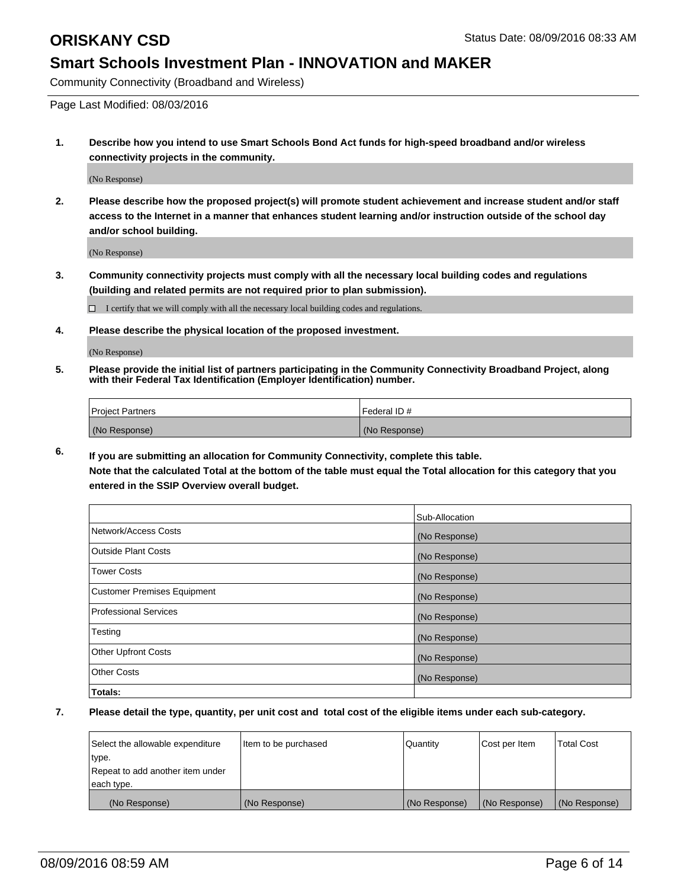# ORISKANY CSD

Status Date: 08/09/2016 08:33 AM

## Smart Schools Investment Plan - INNOVATION and MAKER

Community Connectivity (Broadband and Wireless)

Page Last Modified: 08/03/2016

1. **Describe how you intend to use Smart Schools Bond Act funds for high-speed broadband and/or wireless connectivity projects in the community.**

   (No Response)

2. **Please describe how the proposed project(s) will promote student achievement and increase student and/or staff access to the Internet in a manner that enhances student learning and/or instruction outside of the school day and/or school building.**

   (No Response)

3. **Community connectivity projects must comply with all the necessary local building codes and regulations (building and related permits are not required prior to plan submission).**

   ☐ I certify that we will comply with all the necessary local building codes and regulations.

4. **Please describe the physical location of the proposed investment.**

   (No Response)

5. **Please provide the initial list of partners participating in the Community Connectivity Broadband Project, along with their Federal Tax Identification (Employer Identification) number.**

| Project Partners | Federal ID # |
|---|---|
| (No Response) | (No Response) |

6. **If you are submitting an allocation for Community Connectivity, complete this table.**
   **Note that the calculated Total at the bottom of the table must equal the Total allocation for this category that you entered in the SSIP Overview overall budget.**

| | Sub-Allocation |
|---|---|
| Network/Access Costs | (No Response) |
| Outside Plant Costs | (No Response) |
| Tower Costs | (No Response) |
| Customer Premises Equipment | (No Response) |
| Professional Services | (No Response) |
| Testing | (No Response) |
| Other Upfront Costs | (No Response) |
| Other Costs | (No Response) |
| **Totals:** | |

7. **Please detail the type, quantity, per unit cost and total cost of the eligible items under each sub-category.**

| Select the allowable expenditure type. Repeat to add another item under each type. | Item to be purchased | Quantity | Cost per Item | Total Cost |
|---|---|---|---|---|
| (No Response) | (No Response) | (No Response) | (No Response) | (No Response) |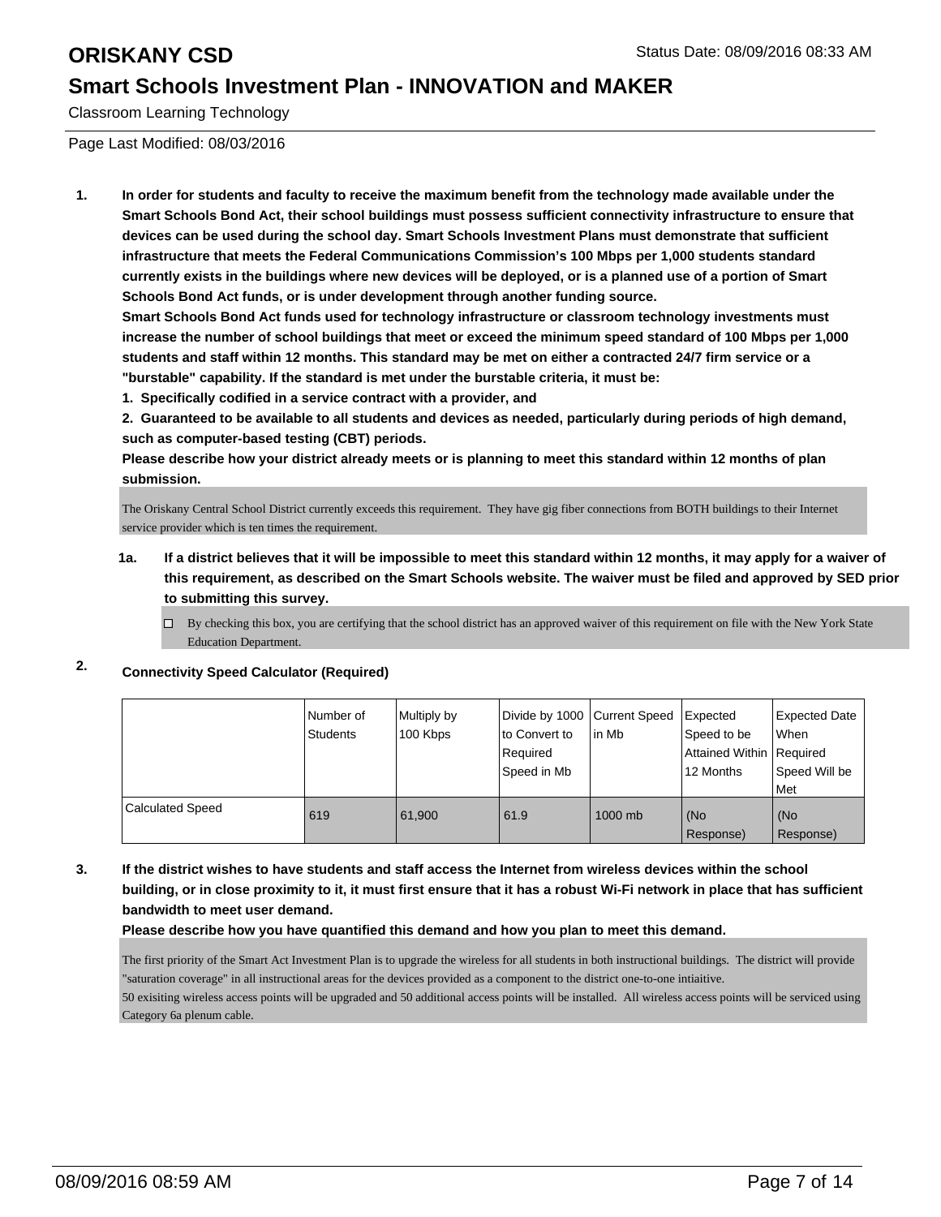# ORISKANY CSD

Status Date: 08/09/2016 08:33 AM

## Smart Schools Investment Plan - INNOVATION and MAKER

Classroom Learning Technology

Page Last Modified: 08/03/2016

**1. In order for students and faculty to receive the maximum benefit from the technology made available under the Smart Schools Bond Act, their school buildings must possess sufficient connectivity infrastructure to ensure that devices can be used during the school day. Smart Schools Investment Plans must demonstrate that sufficient infrastructure that meets the Federal Communications Commission's 100 Mbps per 1,000 students standard currently exists in the buildings where new devices will be deployed, or is a planned use of a portion of Smart Schools Bond Act funds, or is under development through another funding source.**

**Smart Schools Bond Act funds used for technology infrastructure or classroom technology investments must increase the number of school buildings that meet or exceed the minimum speed standard of 100 Mbps per 1,000 students and staff within 12 months. This standard may be met on either a contracted 24/7 firm service or a "burstable" capability. If the standard is met under the burstable criteria, it must be:**

**1. Specifically codified in a service contract with a provider, and**

**2. Guaranteed to be available to all students and devices as needed, particularly during periods of high demand, such as computer-based testing (CBT) periods.**

**Please describe how your district already meets or is planning to meet this standard within 12 months of plan submission.**

The Oriskany Central School District currently exceeds this requirement. They have gig fiber connections from BOTH buildings to their Internet service provider which is ten times the requirement.

**1a. If a district believes that it will be impossible to meet this standard within 12 months, it may apply for a waiver of this requirement, as described on the Smart Schools website. The waiver must be filed and approved by SED prior to submitting this survey.**

☐ By checking this box, you are certifying that the school district has an approved waiver of this requirement on file with the New York State Education Department.

**2. Connectivity Speed Calculator (Required)**

| | Number of Students | Multiply by 100 Kbps | Divide by 1000 to Convert to Required Speed in Mb | Current Speed in Mb | Expected Speed to be Attained Within 12 Months | Expected Date When Required Speed Will be Met |
|---|---|---|---|---|---|---|
| Calculated Speed | 619 | 61,900 | 61.9 | 1000 mb | (No Response) | (No Response) |

**3. If the district wishes to have students and staff access the Internet from wireless devices within the school building, or in close proximity to it, it must first ensure that it has a robust Wi-Fi network in place that has sufficient bandwidth to meet user demand.**

**Please describe how you have quantified this demand and how you plan to meet this demand.**

The first priority of the Smart Act Investment Plan is to upgrade the wireless for all students in both instructional buildings. The district will provide "saturation coverage" in all instructional areas for the devices provided as a component to the district one-to-one intiaitive.
50 exisiting wireless access points will be upgraded and 50 additional access points will be installed. All wireless access points will be serviced using Category 6a plenum cable.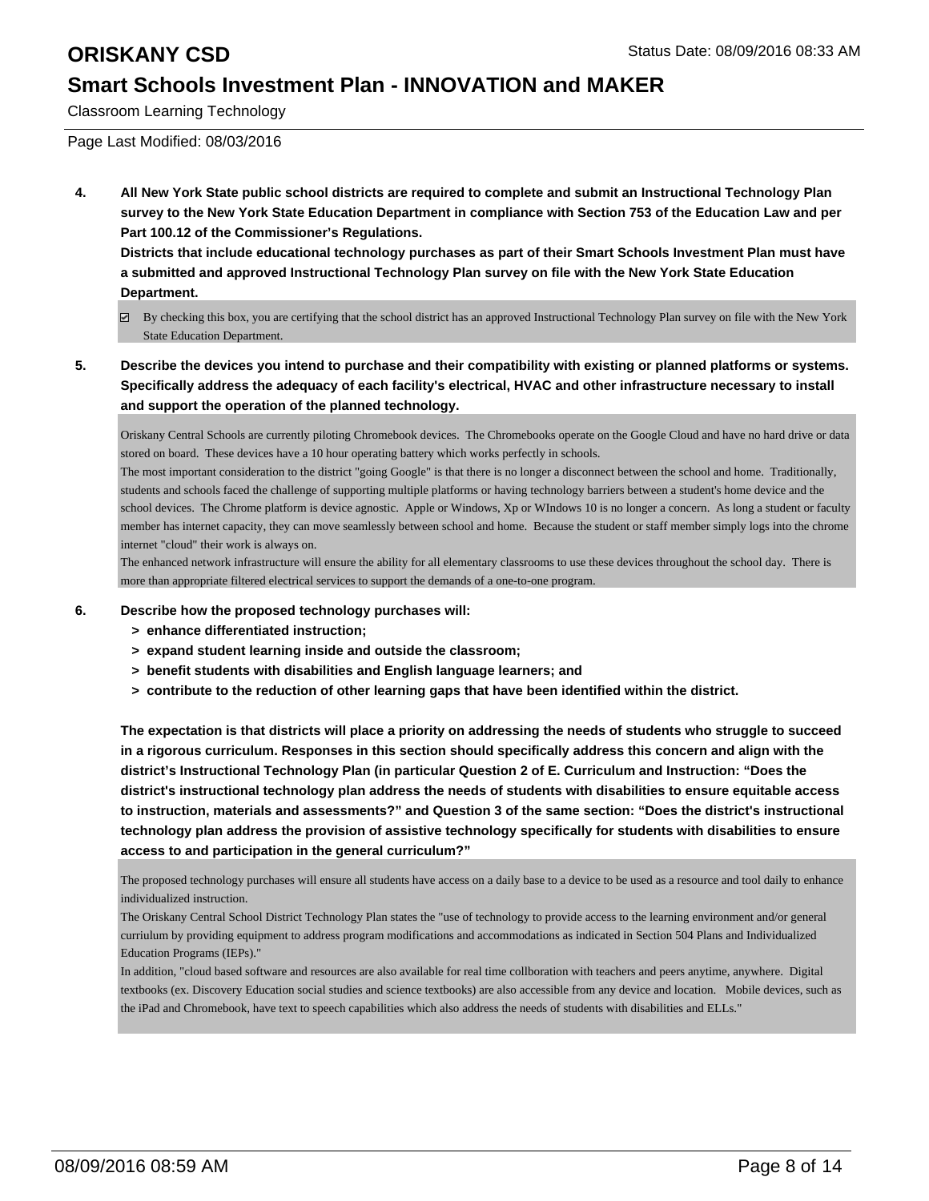Classroom Learning Technology

Page Last Modified: 08/03/2016

**4. All New York State public school districts are required to complete and submit an Instructional Technology Plan survey to the New York State Education Department in compliance with Section 753 of the Education Law and per Part 100.12 of the Commissioner's Regulations.**

**Districts that include educational technology purchases as part of their Smart Schools Investment Plan must have a submitted and approved Instructional Technology Plan survey on file with the New York State Education Department.**

☑ By checking this box, you are certifying that the school district has an approved Instructional Technology Plan survey on file with the New York State Education Department.

**5. Describe the devices you intend to purchase and their compatibility with existing or planned platforms or systems. Specifically address the adequacy of each facility's electrical, HVAC and other infrastructure necessary to install and support the operation of the planned technology.**

Oriskany Central Schools are currently piloting Chromebook devices. The Chromebooks operate on the Google Cloud and have no hard drive or data stored on board. These devices have a 10 hour operating battery which works perfectly in schools.
The most important consideration to the district "going Google" is that there is no longer a disconnect between the school and home. Traditionally, students and schools faced the challenge of supporting multiple platforms or having technology barriers between a student's home device and the school devices. The Chrome platform is device agnostic. Apple or Windows, Xp or WIndows 10 is no longer a concern. As long a student or faculty member has internet capacity, they can move seamlessly between school and home. Because the student or staff member simply logs into the chrome internet "cloud" their work is always on.
The enhanced network infrastructure will ensure the ability for all elementary classrooms to use these devices throughout the school day. There is more than appropriate filtered electrical services to support the demands of a one-to-one program.

**6. Describe how the proposed technology purchases will:**

- **> enhance differentiated instruction;**
- **> expand student learning inside and outside the classroom;**
- **> benefit students with disabilities and English language learners; and**
- **> contribute to the reduction of other learning gaps that have been identified within the district.**

**The expectation is that districts will place a priority on addressing the needs of students who struggle to succeed in a rigorous curriculum. Responses in this section should specifically address this concern and align with the district's Instructional Technology Plan (in particular Question 2 of E. Curriculum and Instruction: "Does the district's instructional technology plan address the needs of students with disabilities to ensure equitable access to instruction, materials and assessments?" and Question 3 of the same section: "Does the district's instructional technology plan address the provision of assistive technology specifically for students with disabilities to ensure access to and participation in the general curriculum?"**

The proposed technology purchases will ensure all students have access on a daily base to a device to be used as a resource and tool daily to enhance individualized instruction.
The Oriskany Central School District Technology Plan states the "use of technology to provide access to the learning environment and/or general curriulum by providing equipment to address program modifications and accommodations as indicated in Section 504 Plans and Individualized Education Programs (IEPs)."
In addition, "cloud based software and resources are also available for real time collboration with teachers and peers anytime, anywhere. Digital textbooks (ex. Discovery Education social studies and science textbooks) are also accessible from any device and location. Mobile devices, such as the iPad and Chromebook, have text to speech capabilities which also address the needs of students with disabilities and ELLs."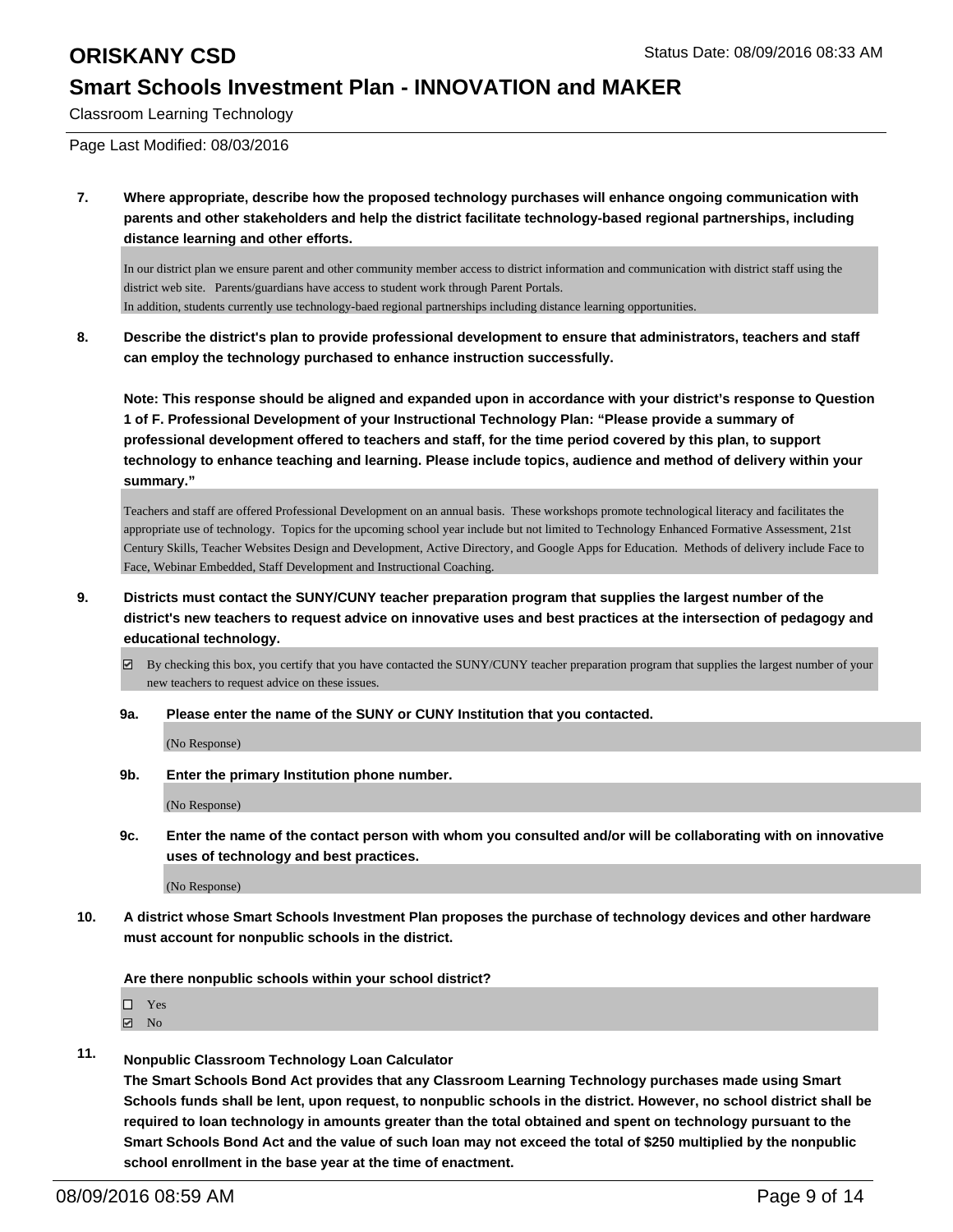**7. Where appropriate, describe how the proposed technology purchases will enhance ongoing communication with parents and other stakeholders and help the district facilitate technology-based regional partnerships, including distance learning and other efforts.**

In our district plan we ensure parent and other community member access to district information and communication with district staff using the district web site. Parents/guardians have access to student work through Parent Portals.
In addition, students currently use technology-baed regional partnerships including distance learning opportunities.

**8. Describe the district's plan to provide professional development to ensure that administrators, teachers and staff can employ the technology purchased to enhance instruction successfully.**

**Note: This response should be aligned and expanded upon in accordance with your district's response to Question 1 of F. Professional Development of your Instructional Technology Plan: "Please provide a summary of professional development offered to teachers and staff, for the time period covered by this plan, to support technology to enhance teaching and learning. Please include topics, audience and method of delivery within your summary."**

Teachers and staff are offered Professional Development on an annual basis. These workshops promote technological literacy and facilitates the appropriate use of technology. Topics for the upcoming school year include but not limited to Technology Enhanced Formative Assessment, 21st Century Skills, Teacher Websites Design and Development, Active Directory, and Google Apps for Education. Methods of delivery include Face to Face, Webinar Embedded, Staff Development and Instructional Coaching.

**9. Districts must contact the SUNY/CUNY teacher preparation program that supplies the largest number of the district's new teachers to request advice on innovative uses and best practices at the intersection of pedagogy and educational technology.**

☑ By checking this box, you certify that you have contacted the SUNY/CUNY teacher preparation program that supplies the largest number of your new teachers to request advice on these issues.

**9a. Please enter the name of the SUNY or CUNY Institution that you contacted.**

(No Response)

**9b. Enter the primary Institution phone number.**

(No Response)

**9c. Enter the name of the contact person with whom you consulted and/or will be collaborating with on innovative uses of technology and best practices.**

(No Response)

**10. A district whose Smart Schools Investment Plan proposes the purchase of technology devices and other hardware must account for nonpublic schools in the district.**

**Are there nonpublic schools within your school district?**

☐ Yes
☑ No

**11. Nonpublic Classroom Technology Loan Calculator**
**The Smart Schools Bond Act provides that any Classroom Learning Technology purchases made using Smart Schools funds shall be lent, upon request, to nonpublic schools in the district. However, no school district shall be required to loan technology in amounts greater than the total obtained and spent on technology pursuant to the Smart Schools Bond Act and the value of such loan may not exceed the total of $250 multiplied by the nonpublic school enrollment in the base year at the time of enactment.**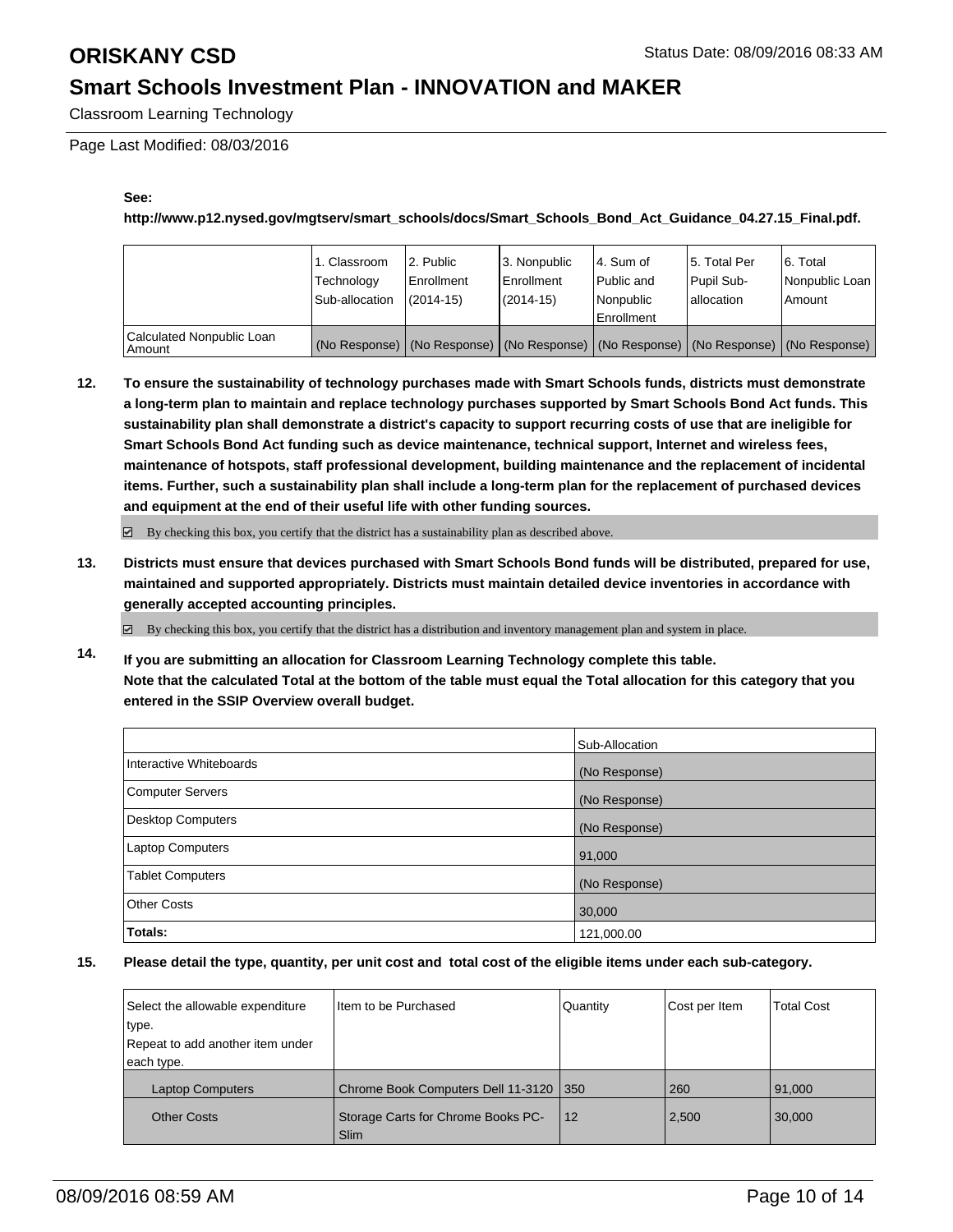# ORISKANY CSD

Status Date: 08/09/2016 08:33 AM

## Smart Schools Investment Plan - INNOVATION and MAKER

Classroom Learning Technology

Page Last Modified: 08/03/2016

**See:**
**http://www.p12.nysed.gov/mgtserv/smart_schools/docs/Smart_Schools_Bond_Act_Guidance_04.27.15_Final.pdf.**

| | 1. Classroom Technology Sub-allocation | 2. Public Enrollment (2014-15) | 3. Nonpublic Enrollment (2014-15) | 4. Sum of Public and Nonpublic Enrollment | 5. Total Per Pupil Sub-allocation | 6. Total Nonpublic Loan Amount |
|---|---|---|---|---|---|---|
| Calculated Nonpublic Loan Amount | (No Response) | (No Response) | (No Response) | (No Response) | (No Response) | (No Response) |

**12. To ensure the sustainability of technology purchases made with Smart Schools funds, districts must demonstrate a long-term plan to maintain and replace technology purchases supported by Smart Schools Bond Act funds. This sustainability plan shall demonstrate a district's capacity to support recurring costs of use that are ineligible for Smart Schools Bond Act funding such as device maintenance, technical support, Internet and wireless fees, maintenance of hotspots, staff professional development, building maintenance and the replacement of incidental items. Further, such a sustainability plan shall include a long-term plan for the replacement of purchased devices and equipment at the end of their useful life with other funding sources.**

☑ By checking this box, you certify that the district has a sustainability plan as described above.

**13. Districts must ensure that devices purchased with Smart Schools Bond funds will be distributed, prepared for use, maintained and supported appropriately. Districts must maintain detailed device inventories in accordance with generally accepted accounting principles.**

☑ By checking this box, you certify that the district has a distribution and inventory management plan and system in place.

**14. If you are submitting an allocation for Classroom Learning Technology complete this table. Note that the calculated Total at the bottom of the table must equal the Total allocation for this category that you entered in the SSIP Overview overall budget.**

| | Sub-Allocation |
|---|---|
| Interactive Whiteboards | (No Response) |
| Computer Servers | (No Response) |
| Desktop Computers | (No Response) |
| Laptop Computers | 91,000 |
| Tablet Computers | (No Response) |
| Other Costs | 30,000 |
| **Totals:** | 121,000.00 |

**15. Please detail the type, quantity, per unit cost and total cost of the eligible items under each sub-category.**

| Select the allowable expenditure type. Repeat to add another item under each type. | Item to be Purchased | Quantity | Cost per Item | Total Cost |
|---|---|---|---|---|
| Laptop Computers | Chrome Book Computers Dell 11-3120 | 350 | 260 | 91,000 |
| Other Costs | Storage Carts for Chrome Books PC-Slim | 12 | 2,500 | 30,000 |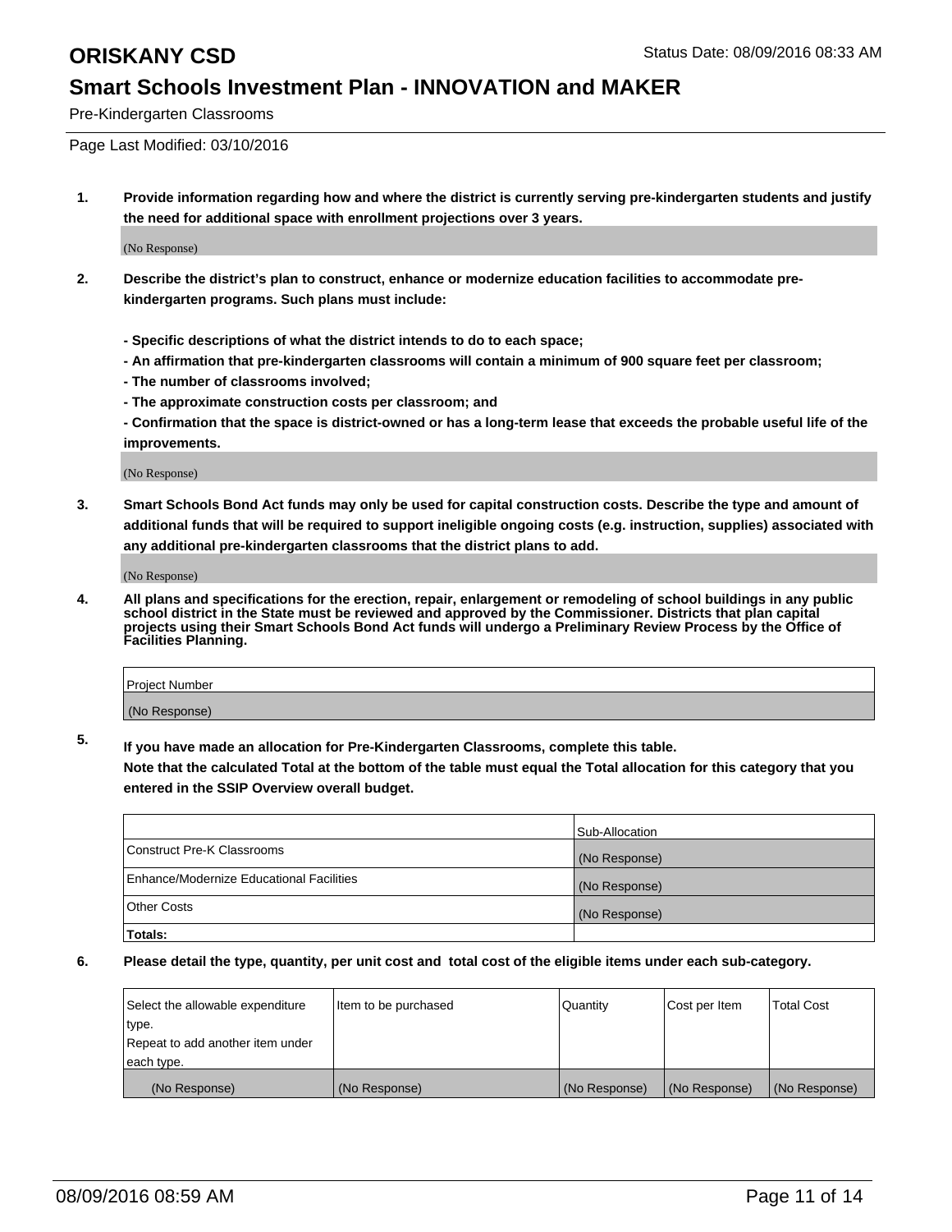# ORISKANY CSD

Status Date: 08/09/2016 08:33 AM

## Smart Schools Investment Plan - INNOVATION and MAKER

Pre-Kindergarten Classrooms

Page Last Modified: 03/10/2016

**1. Provide information regarding how and where the district is currently serving pre-kindergarten students and justify the need for additional space with enrollment projections over 3 years.**

(No Response)

**2. Describe the district's plan to construct, enhance or modernize education facilities to accommodate pre-kindergarten programs. Such plans must include:**

**- Specific descriptions of what the district intends to do to each space;**

**- An affirmation that pre-kindergarten classrooms will contain a minimum of 900 square feet per classroom;**

**- The number of classrooms involved;**

**- The approximate construction costs per classroom; and**

**- Confirmation that the space is district-owned or has a long-term lease that exceeds the probable useful life of the improvements.**

(No Response)

**3. Smart Schools Bond Act funds may only be used for capital construction costs. Describe the type and amount of additional funds that will be required to support ineligible ongoing costs (e.g. instruction, supplies) associated with any additional pre-kindergarten classrooms that the district plans to add.**

(No Response)

**4. All plans and specifications for the erection, repair, enlargement or remodeling of school buildings in any public school district in the State must be reviewed and approved by the Commissioner. Districts that plan capital projects using their Smart Schools Bond Act funds will undergo a Preliminary Review Process by the Office of Facilities Planning.**

| Project Number |
|---|
| (No Response) |

**5. If you have made an allocation for Pre-Kindergarten Classrooms, complete this table.**
**Note that the calculated Total at the bottom of the table must equal the Total allocation for this category that you entered in the SSIP Overview overall budget.**

| | Sub-Allocation |
|---|---|
| Construct Pre-K Classrooms | (No Response) |
| Enhance/Modernize Educational Facilities | (No Response) |
| Other Costs | (No Response) |
| **Totals:** | |

**6. Please detail the type, quantity, per unit cost and total cost of the eligible items under each sub-category.**

| Select the allowable expenditure type. Repeat to add another item under each type. | Item to be purchased | Quantity | Cost per Item | Total Cost |
|---|---|---|---|---|
| (No Response) | (No Response) | (No Response) | (No Response) | (No Response) |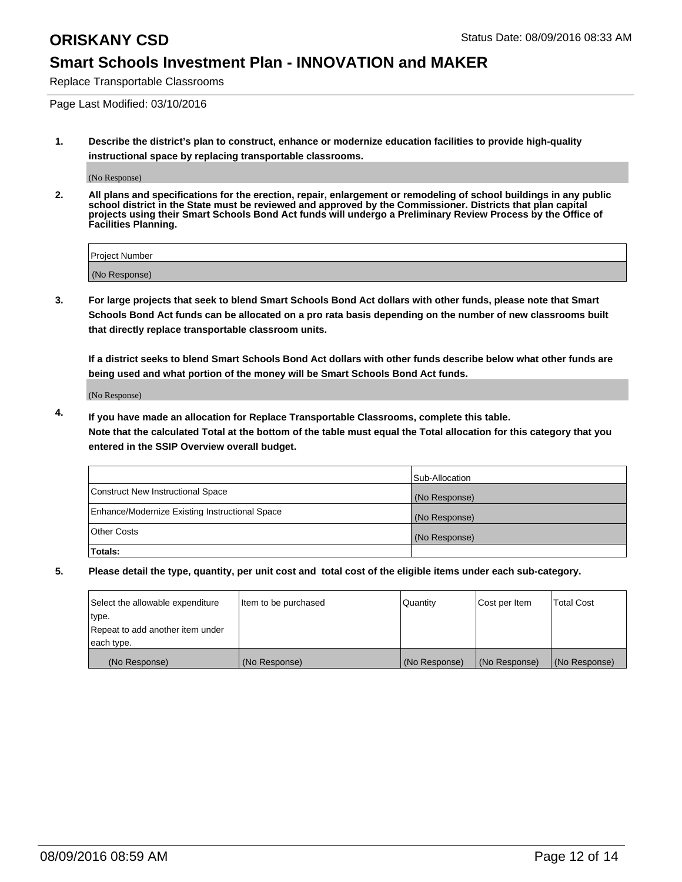# ORISKANY CSD

Status Date: 08/09/2016 08:33 AM

## Smart Schools Investment Plan - INNOVATION and MAKER

Replace Transportable Classrooms

Page Last Modified: 03/10/2016

1. **Describe the district's plan to construct, enhance or modernize education facilities to provide high-quality instructional space by replacing transportable classrooms.**

(No Response)

2. **All plans and specifications for the erection, repair, enlargement or remodeling of school buildings in any public school district in the State must be reviewed and approved by the Commissioner. Districts that plan capital projects using their Smart Schools Bond Act funds will undergo a Preliminary Review Process by the Office of Facilities Planning.**

| Project Number |
|---|
| (No Response) |

3. **For large projects that seek to blend Smart Schools Bond Act dollars with other funds, please note that Smart Schools Bond Act funds can be allocated on a pro rata basis depending on the number of new classrooms built that directly replace transportable classroom units.**

**If a district seeks to blend Smart Schools Bond Act dollars with other funds describe below what other funds are being used and what portion of the money will be Smart Schools Bond Act funds.**

(No Response)

4. **If you have made an allocation for Replace Transportable Classrooms, complete this table. Note that the calculated Total at the bottom of the table must equal the Total allocation for this category that you entered in the SSIP Overview overall budget.**

| | Sub-Allocation |
|---|---|
| Construct New Instructional Space | (No Response) |
| Enhance/Modernize Existing Instructional Space | (No Response) |
| Other Costs | (No Response) |
| **Totals:** | |

5. **Please detail the type, quantity, per unit cost and total cost of the eligible items under each sub-category.**

| Select the allowable expenditure type. Repeat to add another item under each type. | Item to be purchased | Quantity | Cost per Item | Total Cost |
|---|---|---|---|---|
| (No Response) | (No Response) | (No Response) | (No Response) | (No Response) |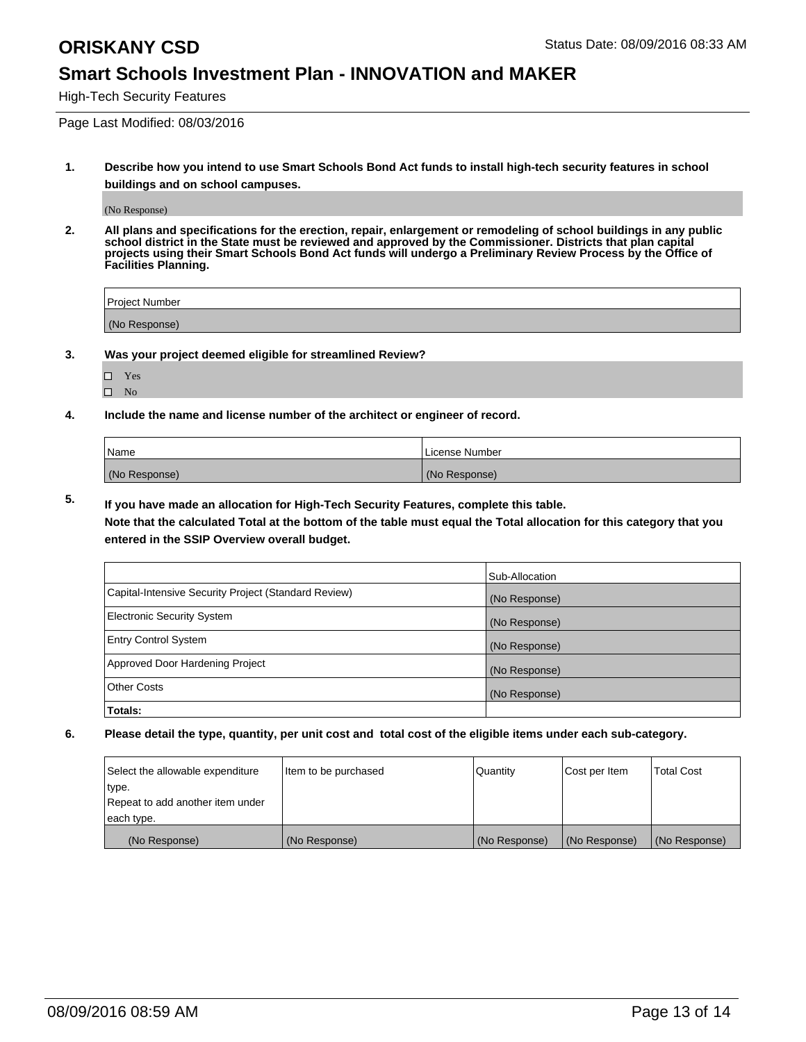# ORISKANY CSD

Status Date: 08/09/2016 08:33 AM

## Smart Schools Investment Plan - INNOVATION and MAKER

High-Tech Security Features

Page Last Modified: 08/03/2016

1. **Describe how you intend to use Smart Schools Bond Act funds to install high-tech security features in school buildings and on school campuses.**

   (No Response)

2. **All plans and specifications for the erection, repair, enlargement or remodeling of school buildings in any public school district in the State must be reviewed and approved by the Commissioner. Districts that plan capital projects using their Smart Schools Bond Act funds will undergo a Preliminary Review Process by the Office of Facilities Planning.**

| Project Number |
| --- |
| (No Response) |

3. **Was your project deemed eligible for streamlined Review?**

   ☐ Yes
   ☐ No

4. **Include the name and license number of the architect or engineer of record.**

| Name | License Number |
| --- | --- |
| (No Response) | (No Response) |

5. **If you have made an allocation for High-Tech Security Features, complete this table.**
   **Note that the calculated Total at the bottom of the table must equal the Total allocation for this category that you entered in the SSIP Overview overall budget.**

| | Sub-Allocation |
| --- | --- |
| Capital-Intensive Security Project (Standard Review) | (No Response) |
| Electronic Security System | (No Response) |
| Entry Control System | (No Response) |
| Approved Door Hardening Project | (No Response) |
| Other Costs | (No Response) |
| **Totals:** | |

6. **Please detail the type, quantity, per unit cost and total cost of the eligible items under each sub-category.**

| Select the allowable expenditure type. Repeat to add another item under each type. | Item to be purchased | Quantity | Cost per Item | Total Cost |
| --- | --- | --- | --- | --- |
| (No Response) | (No Response) | (No Response) | (No Response) | (No Response) |